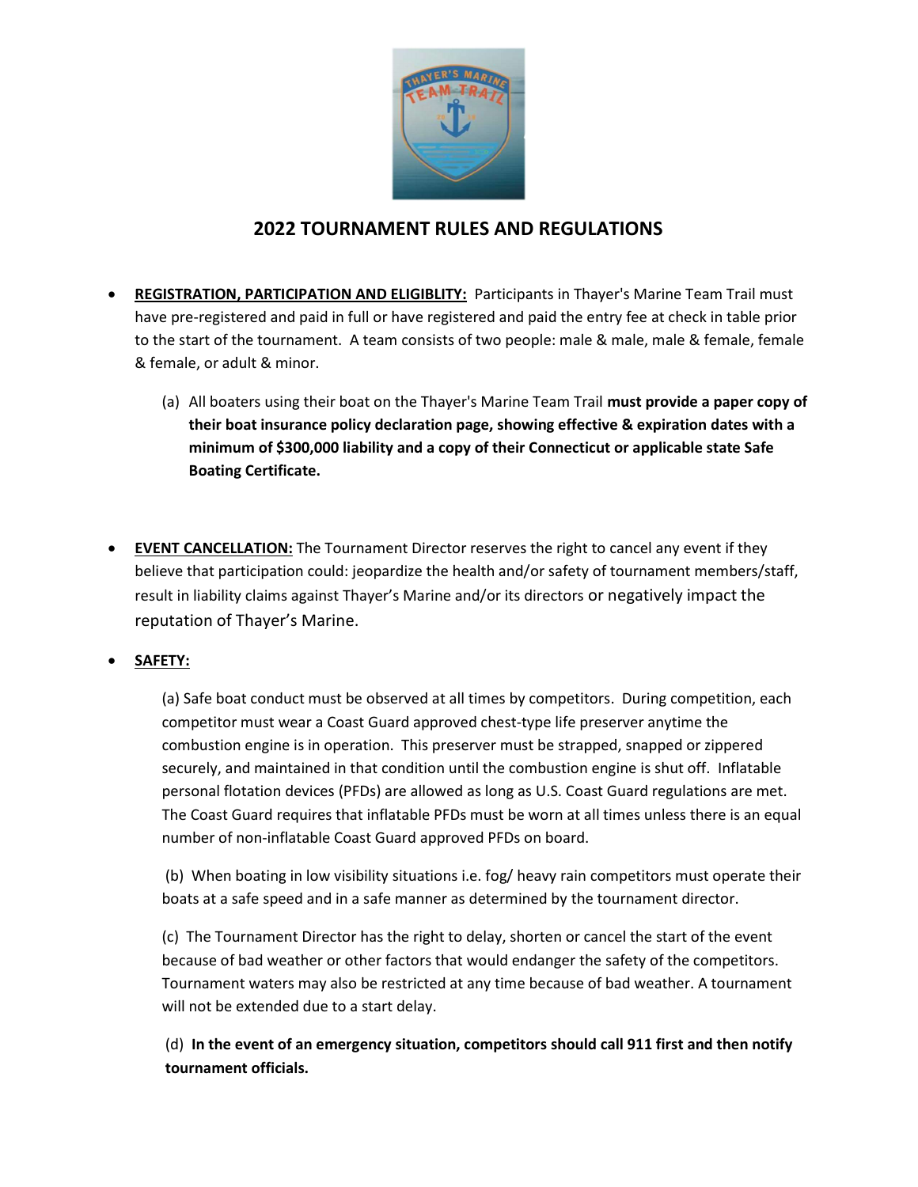# 2022 TOURNAMENT RULES AND REGULATIONS

- **REGISTRATION, PARTICIPATION AND ELIGIBLITY:** Participants in Thayer's Marine Team Trail must have pre-registered and paid in full or have registered and paid the entry fee at check in table prior to the start of the tournament. A team consists of two people: male & male, male & female, female & female, or adult & minor.

  (a) All boaters using their boat on the Thayer's Marine Team Trail **must provide a paper copy of their boat insurance policy declaration page, showing effective & expiration dates with a minimum of $300,000 liability and a copy of their Connecticut or applicable state Safe Boating Certificate.**

- **EVENT CANCELLATION:** The Tournament Director reserves the right to cancel any event if they believe that participation could: jeopardize the health and/or safety of tournament members/staff, result in liability claims against Thayer's Marine and/or its directors or negatively impact the reputation of Thayer's Marine.

- **SAFETY:**

  (a) Safe boat conduct must be observed at all times by competitors. During competition, each competitor must wear a Coast Guard approved chest-type life preserver anytime the combustion engine is in operation. This preserver must be strapped, snapped or zippered securely, and maintained in that condition until the combustion engine is shut off. Inflatable personal flotation devices (PFDs) are allowed as long as U.S. Coast Guard regulations are met. The Coast Guard requires that inflatable PFDs must be worn at all times unless there is an equal number of non-inflatable Coast Guard approved PFDs on board.

  (b) When boating in low visibility situations i.e. fog/ heavy rain competitors must operate their boats at a safe speed and in a safe manner as determined by the tournament director.

  (c) The Tournament Director has the right to delay, shorten or cancel the start of the event because of bad weather or other factors that would endanger the safety of the competitors. Tournament waters may also be restricted at any time because of bad weather. A tournament will not be extended due to a start delay.

  (d) **In the event of an emergency situation, competitors should call 911 first and then notify tournament officials.**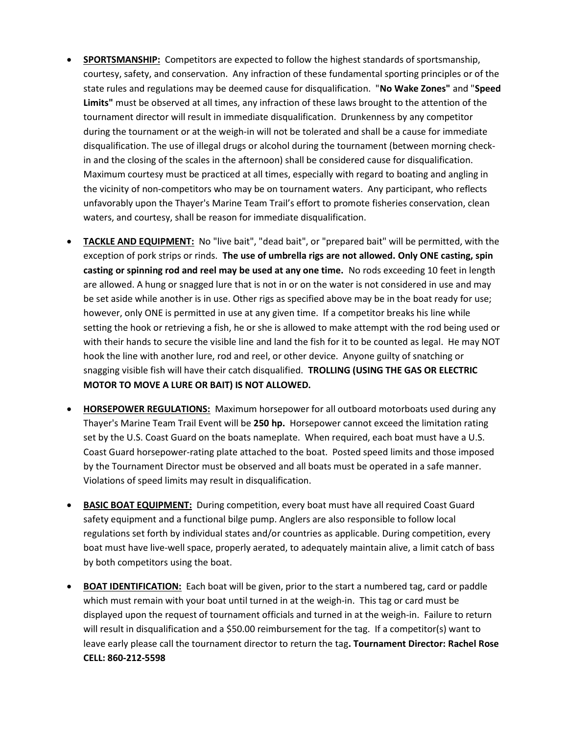- **SPORTSMANSHIP:** Competitors are expected to follow the highest standards of sportsmanship, courtesy, safety, and conservation. Any infraction of these fundamental sporting principles or of the state rules and regulations may be deemed cause for disqualification. "**No Wake Zones"** and "**Speed Limits"** must be observed at all times, any infraction of these laws brought to the attention of the tournament director will result in immediate disqualification. Drunkenness by any competitor during the tournament or at the weigh-in will not be tolerated and shall be a cause for immediate disqualification. The use of illegal drugs or alcohol during the tournament (between morning check-in and the closing of the scales in the afternoon) shall be considered cause for disqualification. Maximum courtesy must be practiced at all times, especially with regard to boating and angling in the vicinity of non-competitors who may be on tournament waters. Any participant, who reflects unfavorably upon the Thayer's Marine Team Trail's effort to promote fisheries conservation, clean waters, and courtesy, shall be reason for immediate disqualification.

- **TACKLE AND EQUIPMENT:** No "live bait", "dead bait", or "prepared bait" will be permitted, with the exception of pork strips or rinds. **The use of umbrella rigs are not allowed. Only ONE casting, spin casting or spinning rod and reel may be used at any one time.** No rods exceeding 10 feet in length are allowed. A hung or snagged lure that is not in or on the water is not considered in use and may be set aside while another is in use. Other rigs as specified above may be in the boat ready for use; however, only ONE is permitted in use at any given time. If a competitor breaks his line while setting the hook or retrieving a fish, he or she is allowed to make attempt with the rod being used or with their hands to secure the visible line and land the fish for it to be counted as legal. He may NOT hook the line with another lure, rod and reel, or other device. Anyone guilty of snatching or snagging visible fish will have their catch disqualified. **TROLLING (USING THE GAS OR ELECTRIC MOTOR TO MOVE A LURE OR BAIT) IS NOT ALLOWED.**

- **HORSEPOWER REGULATIONS:** Maximum horsepower for all outboard motorboats used during any Thayer's Marine Team Trail Event will be **250 hp.** Horsepower cannot exceed the limitation rating set by the U.S. Coast Guard on the boats nameplate. When required, each boat must have a U.S. Coast Guard horsepower-rating plate attached to the boat. Posted speed limits and those imposed by the Tournament Director must be observed and all boats must be operated in a safe manner. Violations of speed limits may result in disqualification.

- **BASIC BOAT EQUIPMENT:** During competition, every boat must have all required Coast Guard safety equipment and a functional bilge pump. Anglers are also responsible to follow local regulations set forth by individual states and/or countries as applicable. During competition, every boat must have live-well space, properly aerated, to adequately maintain alive, a limit catch of bass by both competitors using the boat.

- **BOAT IDENTIFICATION:** Each boat will be given, prior to the start a numbered tag, card or paddle which must remain with your boat until turned in at the weigh-in. This tag or card must be displayed upon the request of tournament officials and turned in at the weigh-in. Failure to return will result in disqualification and a $50.00 reimbursement for the tag. If a competitor(s) want to leave early please call the tournament director to return the tag**. Tournament Director: Rachel Rose CELL: 860-212-5598**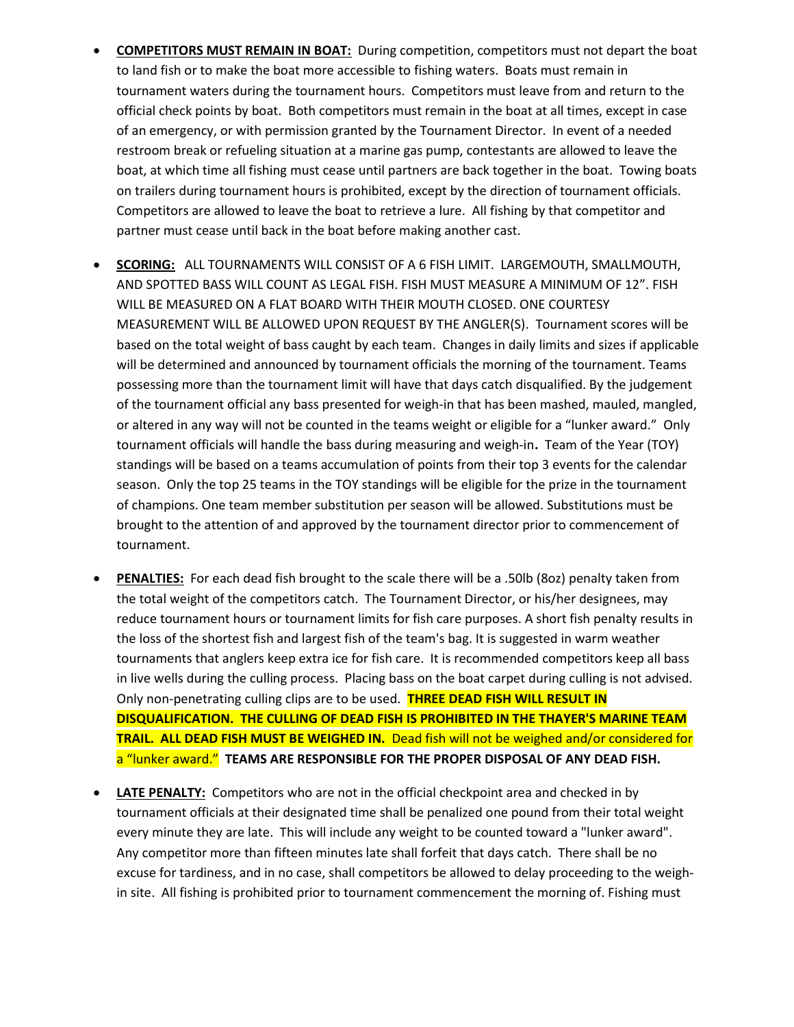- **COMPETITORS MUST REMAIN IN BOAT:** During competition, competitors must not depart the boat to land fish or to make the boat more accessible to fishing waters. Boats must remain in tournament waters during the tournament hours. Competitors must leave from and return to the official check points by boat. Both competitors must remain in the boat at all times, except in case of an emergency, or with permission granted by the Tournament Director. In event of a needed restroom break or refueling situation at a marine gas pump, contestants are allowed to leave the boat, at which time all fishing must cease until partners are back together in the boat. Towing boats on trailers during tournament hours is prohibited, except by the direction of tournament officials. Competitors are allowed to leave the boat to retrieve a lure. All fishing by that competitor and partner must cease until back in the boat before making another cast.

- **SCORING:** ALL TOURNAMENTS WILL CONSIST OF A 6 FISH LIMIT. LARGEMOUTH, SMALLMOUTH, AND SPOTTED BASS WILL COUNT AS LEGAL FISH. FISH MUST MEASURE A MINIMUM OF 12". FISH WILL BE MEASURED ON A FLAT BOARD WITH THEIR MOUTH CLOSED. ONE COURTESY MEASUREMENT WILL BE ALLOWED UPON REQUEST BY THE ANGLER(S). Tournament scores will be based on the total weight of bass caught by each team. Changes in daily limits and sizes if applicable will be determined and announced by tournament officials the morning of the tournament. Teams possessing more than the tournament limit will have that days catch disqualified. By the judgement of the tournament official any bass presented for weigh-in that has been mashed, mauled, mangled, or altered in any way will not be counted in the teams weight or eligible for a "lunker award." Only tournament officials will handle the bass during measuring and weigh-in**.** Team of the Year (TOY) standings will be based on a teams accumulation of points from their top 3 events for the calendar season. Only the top 25 teams in the TOY standings will be eligible for the prize in the tournament of champions. One team member substitution per season will be allowed. Substitutions must be brought to the attention of and approved by the tournament director prior to commencement of tournament.

- **PENALTIES:** For each dead fish brought to the scale there will be a .50lb (8oz) penalty taken from the total weight of the competitors catch. The Tournament Director, or his/her designees, may reduce tournament hours or tournament limits for fish care purposes. A short fish penalty results in the loss of the shortest fish and largest fish of the team's bag. It is suggested in warm weather tournaments that anglers keep extra ice for fish care. It is recommended competitors keep all bass in live wells during the culling process. Placing bass on the boat carpet during culling is not advised. Only non-penetrating culling clips are to be used. **THREE DEAD FISH WILL RESULT IN DISQUALIFICATION. THE CULLING OF DEAD FISH IS PROHIBITED IN THE THAYER'S MARINE TEAM TRAIL. ALL DEAD FISH MUST BE WEIGHED IN.** Dead fish will not be weighed and/or considered for a "lunker award." **TEAMS ARE RESPONSIBLE FOR THE PROPER DISPOSAL OF ANY DEAD FISH.**

- **LATE PENALTY:** Competitors who are not in the official checkpoint area and checked in by tournament officials at their designated time shall be penalized one pound from their total weight every minute they are late. This will include any weight to be counted toward a "lunker award". Any competitor more than fifteen minutes late shall forfeit that days catch. There shall be no excuse for tardiness, and in no case, shall competitors be allowed to delay proceeding to the weigh-in site. All fishing is prohibited prior to tournament commencement the morning of. Fishing must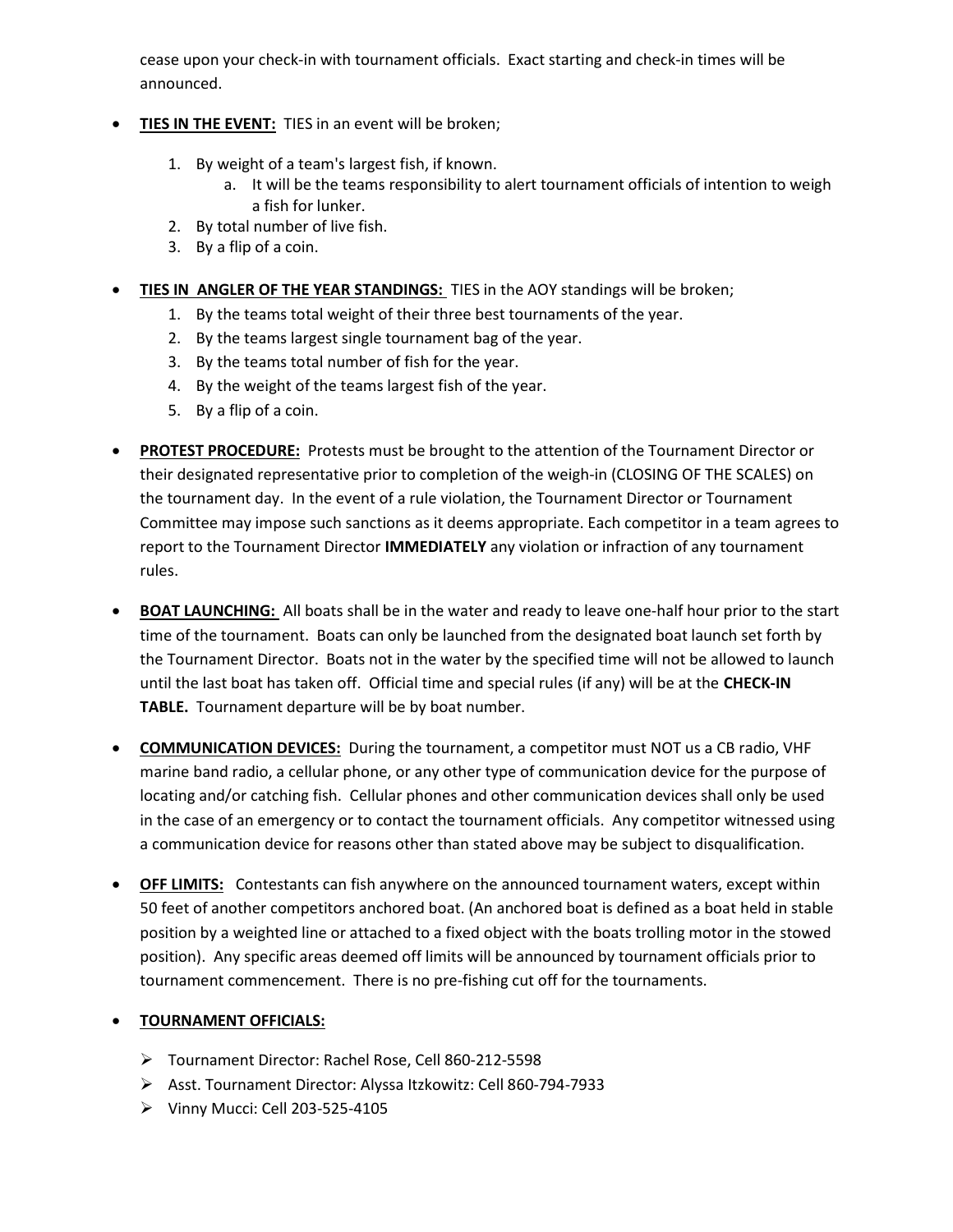cease upon your check-in with tournament officials. Exact starting and check-in times will be announced.

- **TIES IN THE EVENT:** TIES in an event will be broken;
    1. By weight of a team's largest fish, if known.
        a. It will be the teams responsibility to alert tournament officials of intention to weigh a fish for lunker.
    2. By total number of live fish.
    3. By a flip of a coin.

- **TIES IN ANGLER OF THE YEAR STANDINGS:** TIES in the AOY standings will be broken;
    1. By the teams total weight of their three best tournaments of the year.
    2. By the teams largest single tournament bag of the year.
    3. By the teams total number of fish for the year.
    4. By the weight of the teams largest fish of the year.
    5. By a flip of a coin.

- **PROTEST PROCEDURE:** Protests must be brought to the attention of the Tournament Director or their designated representative prior to completion of the weigh-in (CLOSING OF THE SCALES) on the tournament day. In the event of a rule violation, the Tournament Director or Tournament Committee may impose such sanctions as it deems appropriate. Each competitor in a team agrees to report to the Tournament Director **IMMEDIATELY** any violation or infraction of any tournament rules.

- **BOAT LAUNCHING:** All boats shall be in the water and ready to leave one-half hour prior to the start time of the tournament. Boats can only be launched from the designated boat launch set forth by the Tournament Director. Boats not in the water by the specified time will not be allowed to launch until the last boat has taken off. Official time and special rules (if any) will be at the **CHECK-IN TABLE.** Tournament departure will be by boat number.

- **COMMUNICATION DEVICES:** During the tournament, a competitor must NOT us a CB radio, VHF marine band radio, a cellular phone, or any other type of communication device for the purpose of locating and/or catching fish. Cellular phones and other communication devices shall only be used in the case of an emergency or to contact the tournament officials. Any competitor witnessed using a communication device for reasons other than stated above may be subject to disqualification.

- **OFF LIMITS:** Contestants can fish anywhere on the announced tournament waters, except within 50 feet of another competitors anchored boat. (An anchored boat is defined as a boat held in stable position by a weighted line or attached to a fixed object with the boats trolling motor in the stowed position). Any specific areas deemed off limits will be announced by tournament officials prior to tournament commencement. There is no pre-fishing cut off for the tournaments.

- **TOURNAMENT OFFICIALS:**
    - Tournament Director: Rachel Rose, Cell 860-212-5598
    - Asst. Tournament Director: Alyssa Itzkowitz: Cell 860-794-7933
    - Vinny Mucci: Cell 203-525-4105